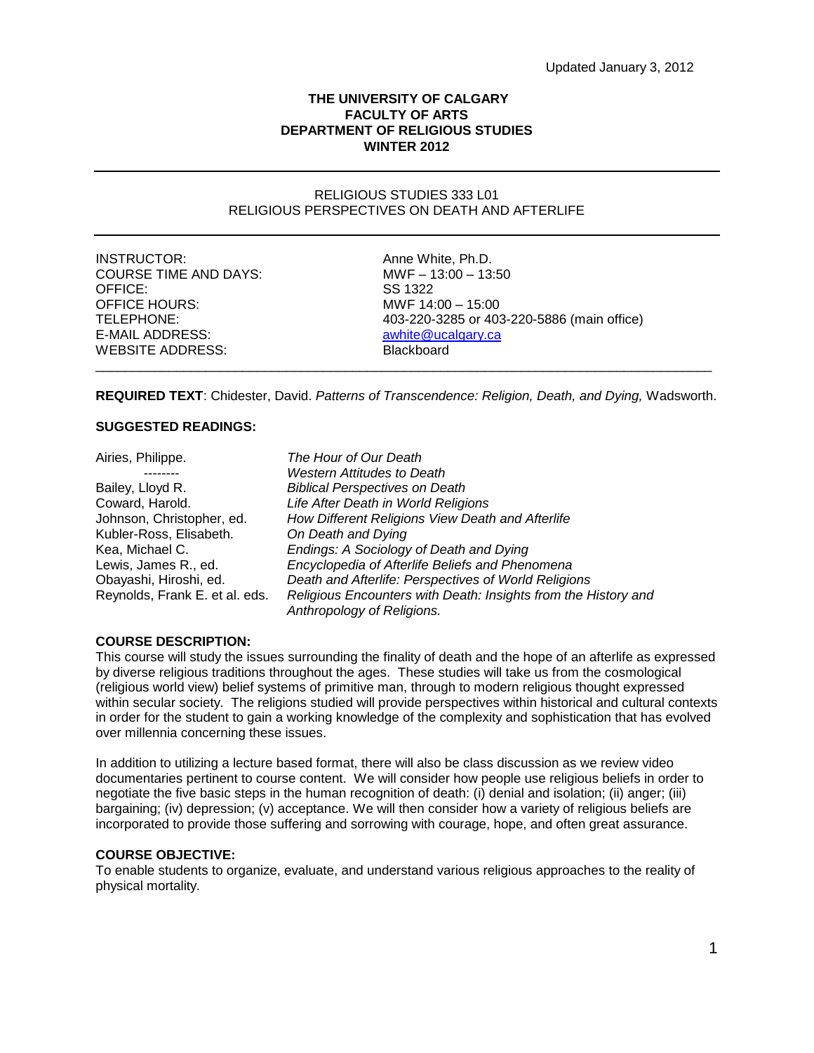Updated January 3, 2012

**THE UNIVERSITY OF CALGARY**
**FACULTY OF ARTS**
**DEPARTMENT OF RELIGIOUS STUDIES**
**WINTER 2012**

---

RELIGIOUS STUDIES 333 L01
RELIGIOUS PERSPECTIVES ON DEATH AND AFTERLIFE

---

| | |
|---|---|
| INSTRUCTOR: | Anne White, Ph.D. |
| COURSE TIME AND DAYS: | MWF – 13:00 – 13:50 |
| OFFICE: | SS 1322 |
| OFFICE HOURS: | MWF 14:00 – 15:00 |
| TELEPHONE: | 403-220-3285 or 403-220-5886 (main office) |
| E-MAIL ADDRESS: | awhite@ucalgary.ca |
| WEBSITE ADDRESS: | Blackboard |

---

**REQUIRED TEXT**: Chidester, David. *Patterns of Transcendence: Religion, Death, and Dying,* Wadsworth.

**SUGGESTED READINGS:**

| | |
|---|---|
| Airies, Philippe. | *The Hour of Our Death* |
| -------- | *Western Attitudes to Death* |
| Bailey, Lloyd R. | *Biblical Perspectives on Death* |
| Coward, Harold. | *Life After Death in World Religions* |
| Johnson, Christopher, ed. | *How Different Religions View Death and Afterlife* |
| Kubler-Ross, Elisabeth. | *On Death and Dying* |
| Kea, Michael C. | *Endings: A Sociology of Death and Dying* |
| Lewis, James R., ed. | *Encyclopedia of Afterlife Beliefs and Phenomena* |
| Obayashi, Hiroshi, ed. | *Death and Afterlife: Perspectives of World Religions* |
| Reynolds, Frank E. et al. eds. | *Religious Encounters with Death: Insights from the History and Anthropology of Religions.* |

**COURSE DESCRIPTION:**
This course will study the issues surrounding the finality of death and the hope of an afterlife as expressed by diverse religious traditions throughout the ages. These studies will take us from the cosmological (religious world view) belief systems of primitive man, through to modern religious thought expressed within secular society. The religions studied will provide perspectives within historical and cultural contexts in order for the student to gain a working knowledge of the complexity and sophistication that has evolved over millennia concerning these issues.

In addition to utilizing a lecture based format, there will also be class discussion as we review video documentaries pertinent to course content. We will consider how people use religious beliefs in order to negotiate the five basic steps in the human recognition of death: (i) denial and isolation; (ii) anger; (iii) bargaining; (iv) depression; (v) acceptance. We will then consider how a variety of religious beliefs are incorporated to provide those suffering and sorrowing with courage, hope, and often great assurance.

**COURSE OBJECTIVE:**
To enable students to organize, evaluate, and understand various religious approaches to the reality of physical mortality.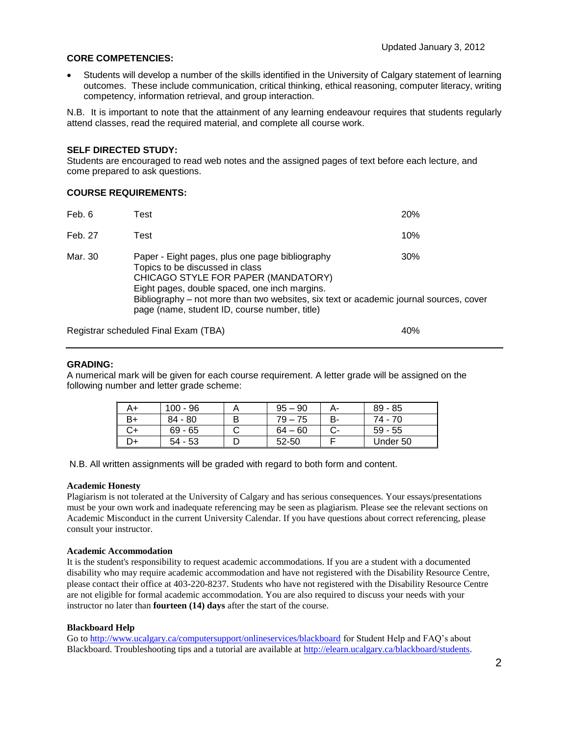Updated January 3, 2012

**CORE COMPETENCIES:**

- Students will develop a number of the skills identified in the University of Calgary statement of learning outcomes. These include communication, critical thinking, ethical reasoning, computer literacy, writing competency, information retrieval, and group interaction.

N.B. It is important to note that the attainment of any learning endeavour requires that students regularly attend classes, read the required material, and complete all course work.

**SELF DIRECTED STUDY:**

Students are encouraged to read web notes and the assigned pages of text before each lecture, and come prepared to ask questions.

**COURSE REQUIREMENTS:**

| | | |
|---|---|---|
| Feb. 6 | Test | 20% |
| Feb. 27 | Test | 10% |
| Mar. 30 | Paper - Eight pages, plus one page bibliography<br>Topics to be discussed in class<br>CHICAGO STYLE FOR PAPER (MANDATORY)<br>Eight pages, double spaced, one inch margins.<br>Bibliography – not more than two websites, six text or academic journal sources, cover page (name, student ID, course number, title) | 30% |
| Registrar scheduled Final Exam (TBA) | | 40% |

**GRADING:**

A numerical mark will be given for each course requirement. A letter grade will be assigned on the following number and letter grade scheme:

| | | | | | |
|---|---|---|---|---|---|
| A+ | 100 - 96 | A | 95 – 90 | A- | 89 - 85 |
| B+ | 84 - 80 | B | 79 – 75 | B- | 74 - 70 |
| C+ | 69 - 65 | C | 64 – 60 | C- | 59 - 55 |
| D+ | 54 - 53 | D | 52-50 | F | Under 50 |

N.B. All written assignments will be graded with regard to both form and content.

**Academic Honesty**

Plagiarism is not tolerated at the University of Calgary and has serious consequences. Your essays/presentations must be your own work and inadequate referencing may be seen as plagiarism. Please see the relevant sections on Academic Misconduct in the current University Calendar. If you have questions about correct referencing, please consult your instructor.

**Academic Accommodation**

It is the student's responsibility to request academic accommodations. If you are a student with a documented disability who may require academic accommodation and have not registered with the Disability Resource Centre, please contact their office at 403-220-8237. Students who have not registered with the Disability Resource Centre are not eligible for formal academic accommodation. You are also required to discuss your needs with your instructor no later than **fourteen (14) days** after the start of the course.

**Blackboard Help**

Go to http://www.ucalgary.ca/computersupport/onlineservices/blackboard for Student Help and FAQ's about Blackboard. Troubleshooting tips and a tutorial are available at http://elearn.ucalgary.ca/blackboard/students.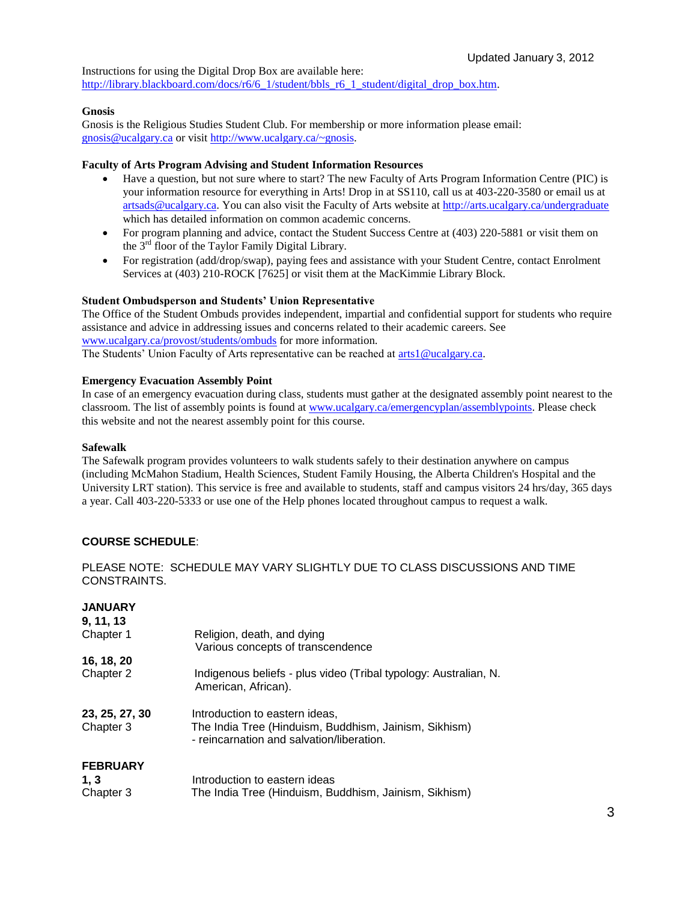Instructions for using the Digital Drop Box are available here: http://library.blackboard.com/docs/r6/6_1/student/bbls_r6_1_student/digital_drop_box.htm.

**Gnosis**

Gnosis is the Religious Studies Student Club. For membership or more information please email: gnosis@ucalgary.ca or visit http://www.ucalgary.ca/~gnosis.

**Faculty of Arts Program Advising and Student Information Resources**

- Have a question, but not sure where to start? The new Faculty of Arts Program Information Centre (PIC) is your information resource for everything in Arts! Drop in at SS110, call us at 403-220-3580 or email us at artsads@ucalgary.ca. You can also visit the Faculty of Arts website at http://arts.ucalgary.ca/undergraduate which has detailed information on common academic concerns.
- For program planning and advice, contact the Student Success Centre at (403) 220-5881 or visit them on the 3rd floor of the Taylor Family Digital Library.
- For registration (add/drop/swap), paying fees and assistance with your Student Centre, contact Enrolment Services at (403) 210-ROCK [7625] or visit them at the MacKimmie Library Block.

**Student Ombudsperson and Students' Union Representative**

The Office of the Student Ombuds provides independent, impartial and confidential support for students who require assistance and advice in addressing issues and concerns related to their academic careers. See www.ucalgary.ca/provost/students/ombuds for more information.

The Students' Union Faculty of Arts representative can be reached at arts1@ucalgary.ca.

**Emergency Evacuation Assembly Point**

In case of an emergency evacuation during class, students must gather at the designated assembly point nearest to the classroom. The list of assembly points is found at www.ucalgary.ca/emergencyplan/assemblypoints. Please check this website and not the nearest assembly point for this course.

**Safewalk**

The Safewalk program provides volunteers to walk students safely to their destination anywhere on campus (including McMahon Stadium, Health Sciences, Student Family Housing, the Alberta Children's Hospital and the University LRT station). This service is free and available to students, staff and campus visitors 24 hrs/day, 365 days a year. Call 403-220-5333 or use one of the Help phones located throughout campus to request a walk.

**COURSE SCHEDULE**:

PLEASE NOTE: SCHEDULE MAY VARY SLIGHTLY DUE TO CLASS DISCUSSIONS AND TIME CONSTRAINTS.

**JANUARY**

**9, 11, 13**
Chapter 1 — Religion, death, and dying
Various concepts of transcendence

**16, 18, 20**
Chapter 2 — Indigenous beliefs - plus video (Tribal typology: Australian, N. American, African).

**23, 25, 27, 30**
Chapter 3 — Introduction to eastern ideas,
The India Tree (Hinduism, Buddhism, Jainism, Sikhism)
- reincarnation and salvation/liberation.

**FEBRUARY**

**1, 3**
Chapter 3 — Introduction to eastern ideas
The India Tree (Hinduism, Buddhism, Jainism, Sikhism)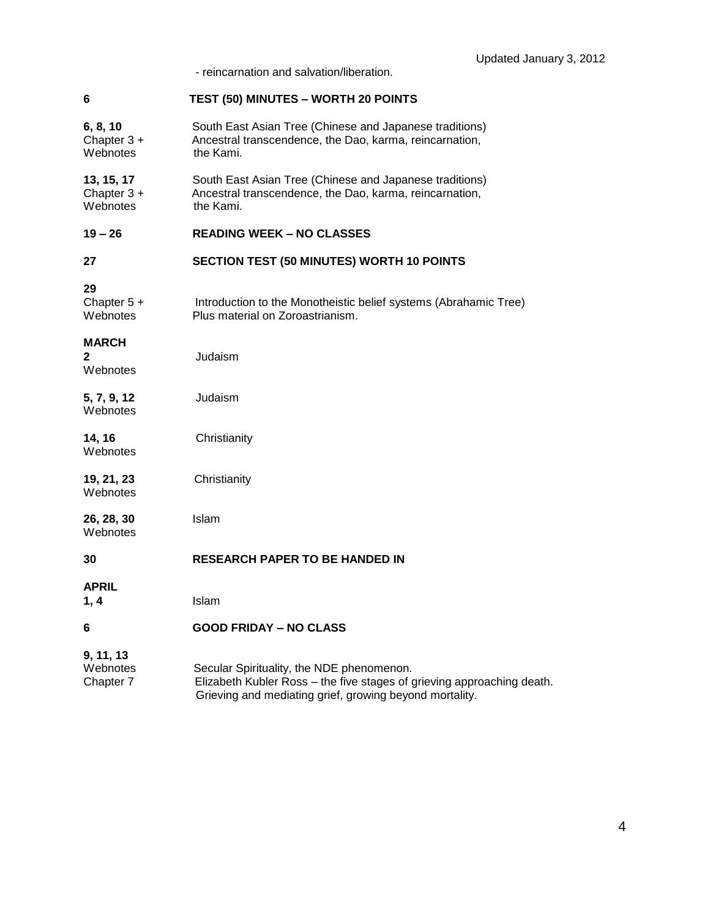- reincarnation and salvation/liberation.

| | |
|---|---|
| **6** | **TEST (50) MINUTES – WORTH 20 POINTS** |
| **6, 8, 10**<br>Chapter 3 +<br>Webnotes | South East Asian Tree (Chinese and Japanese traditions)<br>Ancestral transcendence, the Dao, karma, reincarnation, the Kami. |
| **13, 15, 17**<br>Chapter 3 +<br>Webnotes | South East Asian Tree (Chinese and Japanese traditions)<br>Ancestral transcendence, the Dao, karma, reincarnation, the Kami. |
| **19 – 26** | **READING WEEK – NO CLASSES** |
| **27** | **SECTION TEST (50 MINUTES) WORTH 10 POINTS** |
| **29**<br>Chapter 5 +<br>Webnotes | Introduction to the Monotheistic belief systems (Abrahamic Tree)<br>Plus material on Zoroastrianism. |
| **MARCH** | |
| **2**<br>Webnotes | Judaism |
| **5, 7, 9, 12**<br>Webnotes | Judaism |
| **14, 16**<br>Webnotes | Christianity |
| **19, 21, 23**<br>Webnotes | Christianity |
| **26, 28, 30**<br>Webnotes | Islam |
| **30** | **RESEARCH PAPER TO BE HANDED IN** |
| **APRIL** | |
| **1, 4** | Islam |
| **6** | **GOOD FRIDAY – NO CLASS** |
| **9, 11, 13**<br>Webnotes<br>Chapter 7 | Secular Spirituality, the NDE phenomenon.<br>Elizabeth Kubler Ross – the five stages of grieving approaching death.<br>Grieving and mediating grief, growing beyond mortality. |